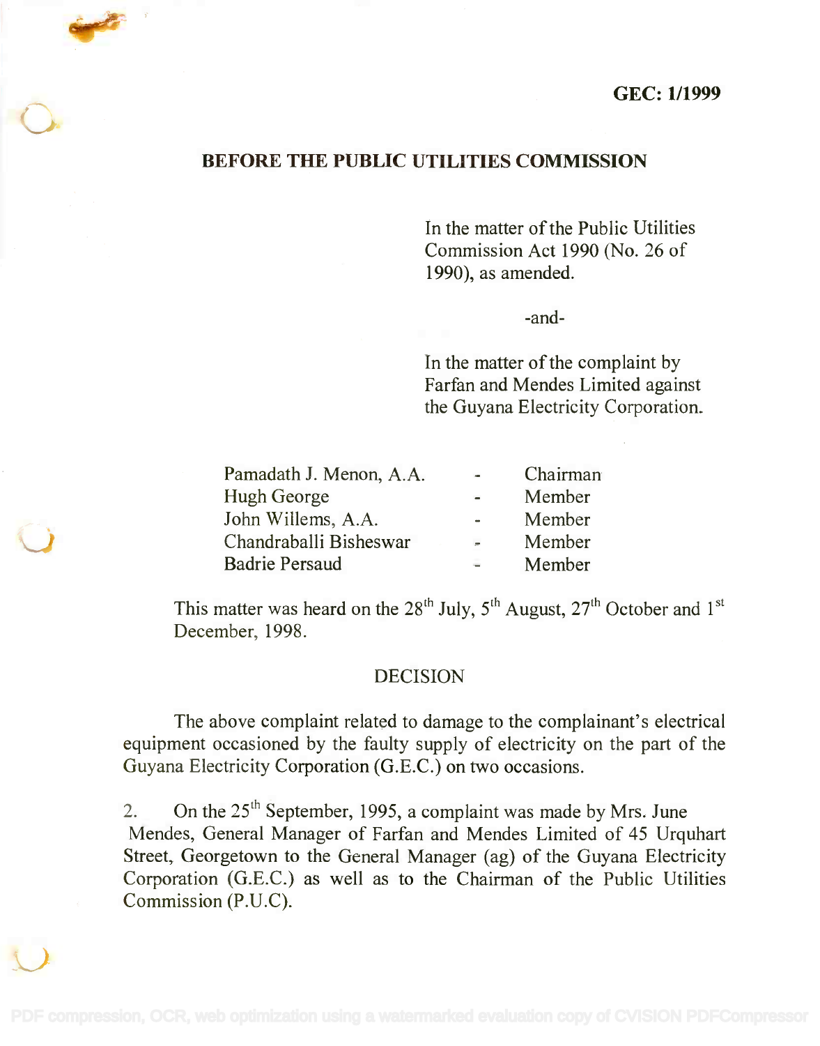**GEC: 1/1999**

**BEFORE THE PUBLIC UTILITIES COMMISSION**

In the matter of the Public Utilities Commission Act 1990 (No. 26 of 1990), as amended.

-and-

In the matter of the complaint by Farfan and Mendes Limited against the Guyana Electricity Corporation.

| | | |
|---|---|---|
| Pamadath J. Menon, A.A. | - | Chairman |
| Hugh George | - | Member |
| John Willems, A.A. | - | Member |
| Chandraballi Bisheswar | - | Member |
| Badrie Persaud | - | Member |

This matter was heard on the 28th July, 5th August, 27th October and 1st December, 1998.

DECISION

The above complaint related to damage to the complainant's electrical equipment occasioned by the faulty supply of electricity on the part of the Guyana Electricity Corporation (G.E.C.) on two occasions.

2. On the 25th September, 1995, a complaint was made by Mrs. June Mendes, General Manager of Farfan and Mendes Limited of 45 Urquhart Street, Georgetown to the General Manager (ag) of the Guyana Electricity Corporation (G.E.C.) as well as to the Chairman of the Public Utilities Commission (P.U.C).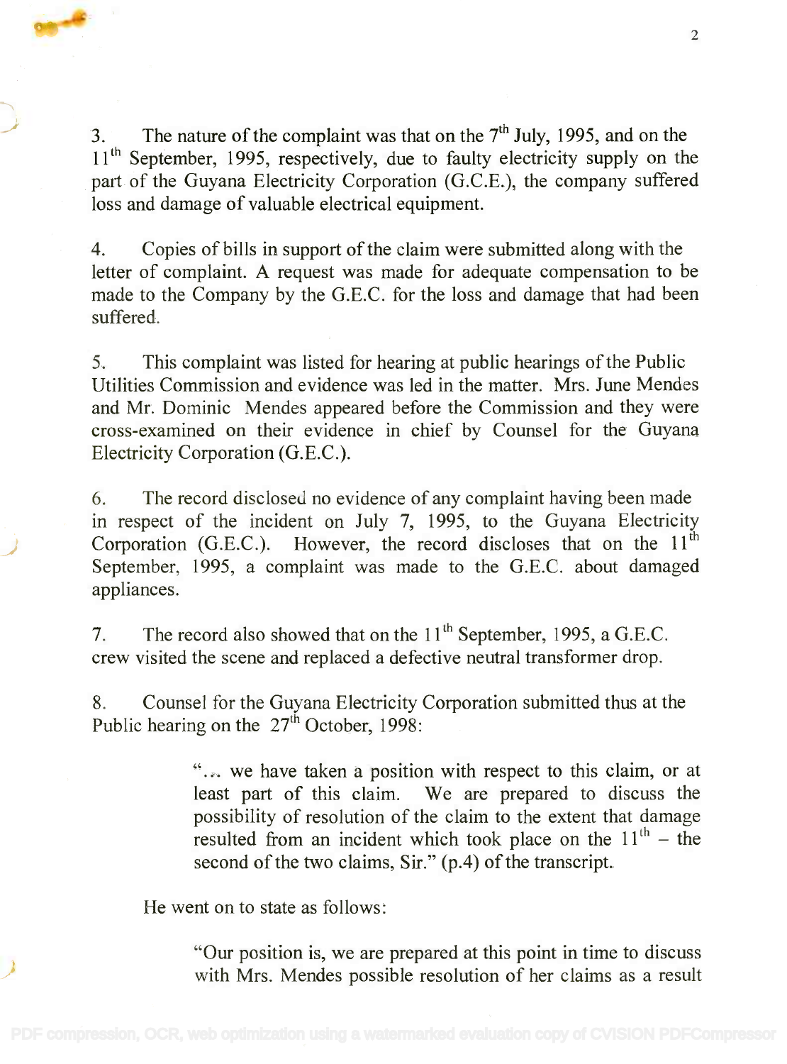3. The nature of the complaint was that on the 7th July, 1995, and on the 11th September, 1995, respectively, due to faulty electricity supply on the part of the Guyana Electricity Corporation (G.C.E.), the company suffered loss and damage of valuable electrical equipment.

4. Copies of bills in support of the claim were submitted along with the letter of complaint. A request was made for adequate compensation to be made to the Company by the G.E.C. for the loss and damage that had been suffered.

5. This complaint was listed for hearing at public hearings of the Public Utilities Commission and evidence was led in the matter. Mrs. June Mendes and Mr. Dominic Mendes appeared before the Commission and they were cross-examined on their evidence in chief by Counsel for the Guyana Electricity Corporation (G.E.C.).

6. The record disclosed no evidence of any complaint having been made in respect of the incident on July 7, 1995, to the Guyana Electricity Corporation (G.E.C.). However, the record discloses that on the 11th September, 1995, a complaint was made to the G.E.C. about damaged appliances.

7. The record also showed that on the 11th September, 1995, a G.E.C. crew visited the scene and replaced a defective neutral transformer drop.

8. Counsel for the Guyana Electricity Corporation submitted thus at the Public hearing on the 27th October, 1998:

> "... we have taken a position with respect to this claim, or at least part of this claim. We are prepared to discuss the possibility of resolution of the claim to the extent that damage resulted from an incident which took place on the 11th – the second of the two claims, Sir." (p.4) of the transcript.

He went on to state as follows:

> "Our position is, we are prepared at this point in time to discuss with Mrs. Mendes possible resolution of her claims as a result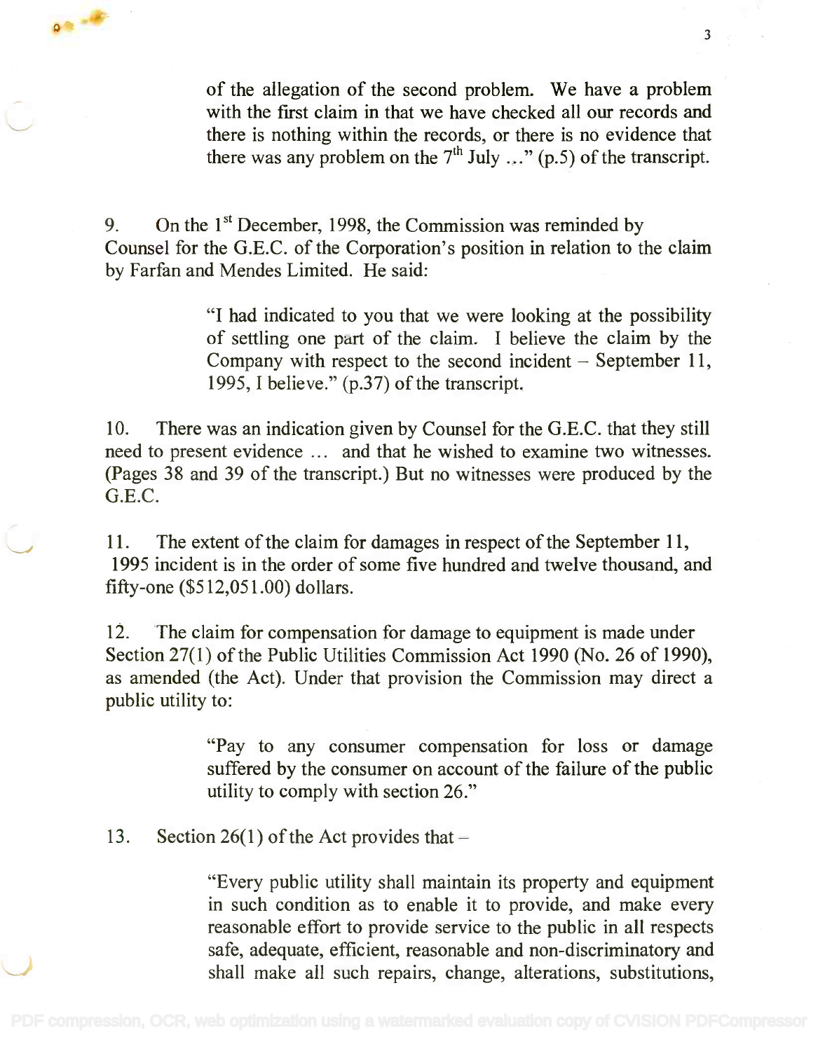> of the allegation of the second problem. We have a problem with the first claim in that we have checked all our records and there is nothing within the records, or there is no evidence that there was any problem on the 7th July …" (p.5) of the transcript.

9. On the 1st December, 1998, the Commission was reminded by Counsel for the G.E.C. of the Corporation's position in relation to the claim by Farfan and Mendes Limited. He said:

> "I had indicated to you that we were looking at the possibility of settling one part of the claim. I believe the claim by the Company with respect to the second incident – September 11, 1995, I believe." (p.37) of the transcript.

10. There was an indication given by Counsel for the G.E.C. that they still need to present evidence … and that he wished to examine two witnesses. (Pages 38 and 39 of the transcript.) But no witnesses were produced by the G.E.C.

11. The extent of the claim for damages in respect of the September 11, 1995 incident is in the order of some five hundred and twelve thousand, and fifty-one ($512,051.00) dollars.

12. The claim for compensation for damage to equipment is made under Section 27(1) of the Public Utilities Commission Act 1990 (No. 26 of 1990), as amended (the Act). Under that provision the Commission may direct a public utility to:

> "Pay to any consumer compensation for loss or damage suffered by the consumer on account of the failure of the public utility to comply with section 26."

13. Section 26(1) of the Act provides that –

> "Every public utility shall maintain its property and equipment in such condition as to enable it to provide, and make every reasonable effort to provide service to the public in all respects safe, adequate, efficient, reasonable and non-discriminatory and shall make all such repairs, change, alterations, substitutions,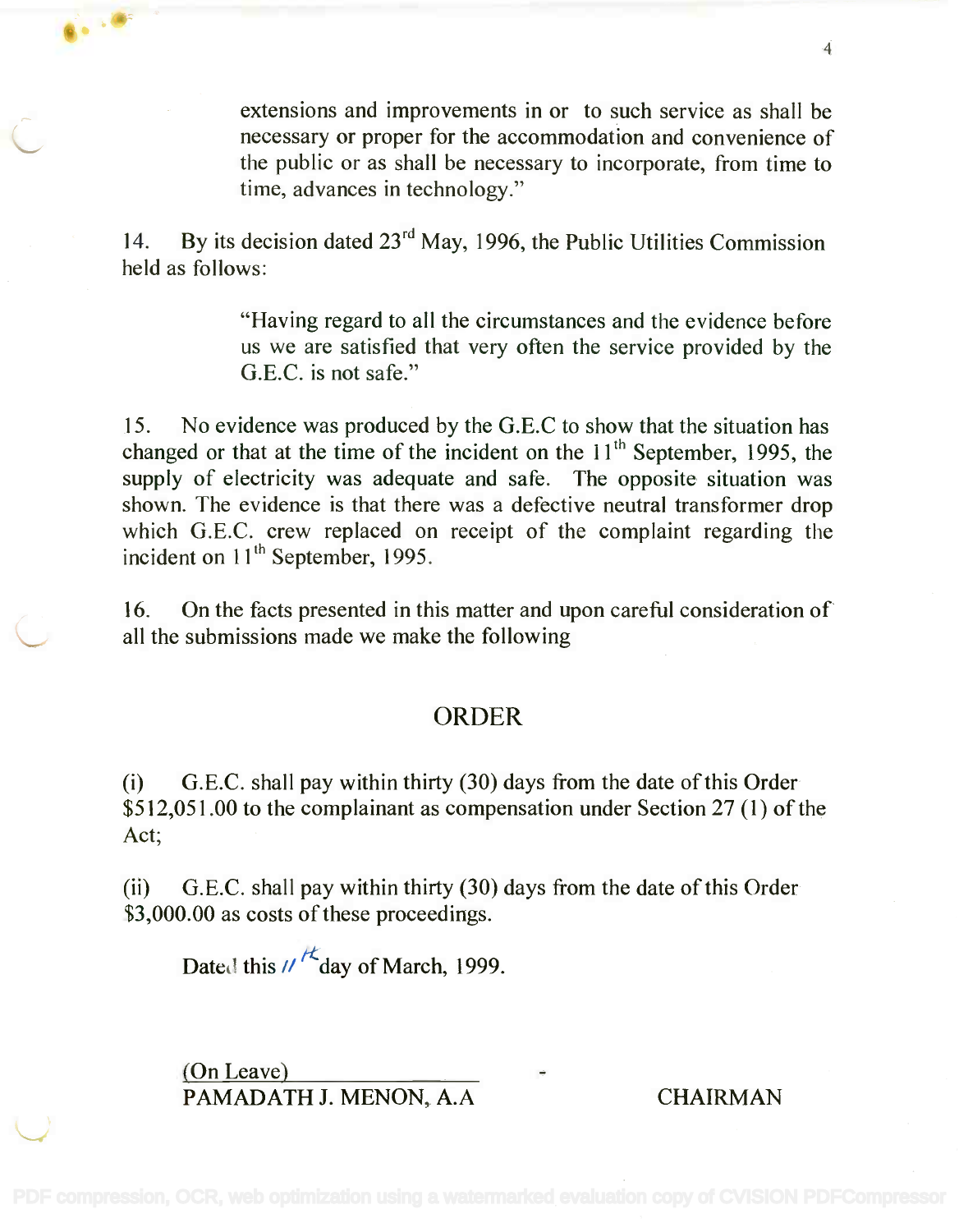extensions and improvements in or to such service as shall be necessary or proper for the accommodation and convenience of the public or as shall be necessary to incorporate, from time to time, advances in technology."

14. By its decision dated 23rd May, 1996, the Public Utilities Commission held as follows:

> "Having regard to all the circumstances and the evidence before us we are satisfied that very often the service provided by the G.E.C. is not safe."

15. No evidence was produced by the G.E.C to show that the situation has changed or that at the time of the incident on the 11th September, 1995, the supply of electricity was adequate and safe. The opposite situation was shown. The evidence is that there was a defective neutral transformer drop which G.E.C. crew replaced on receipt of the complaint regarding the incident on 11th September, 1995.

16. On the facts presented in this matter and upon careful consideration of all the submissions made we make the following

## ORDER

(i) G.E.C. shall pay within thirty (30) days from the date of this Order $512,051.00 to the complainant as compensation under Section 27 (1) of the Act;

(ii) G.E.C. shall pay within thirty (30) days from the date of this Order $3,000.00 as costs of these proceedings.

Dated this 11th day of March, 1999.

(On Leave)
PAMADATH J. MENON, A.A — CHAIRMAN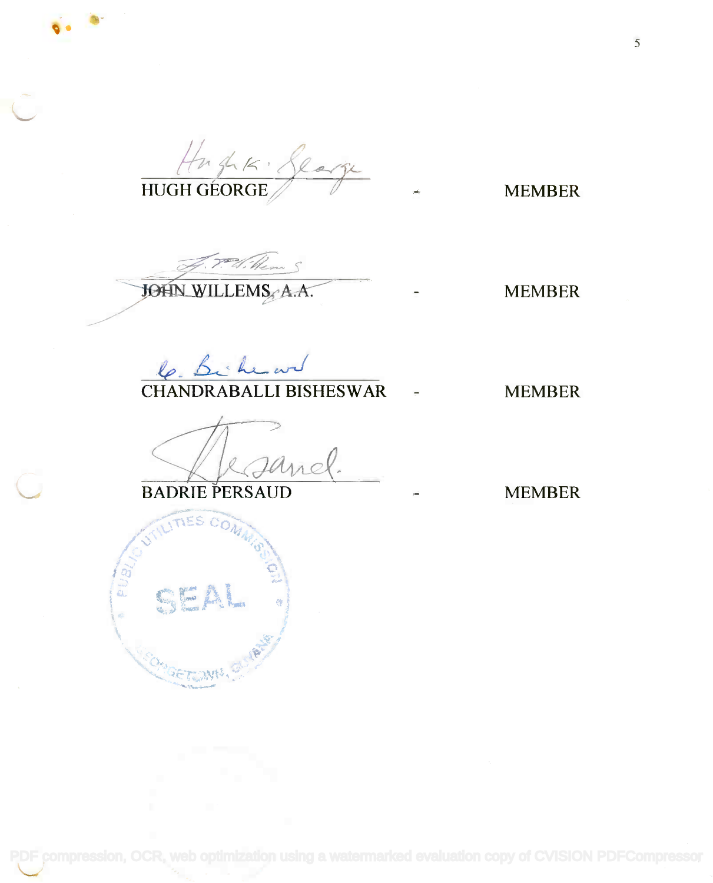HUGH GEORGE - MEMBER

JOHN WILLEMS, A.A. - MEMBER

CHANDRABALLI BISHESWAR - MEMBER

BADRIE PERSAUD - MEMBER

PUBLIC UTILITIES COMMISSION SEAL GEORGETOWN, GUYANA